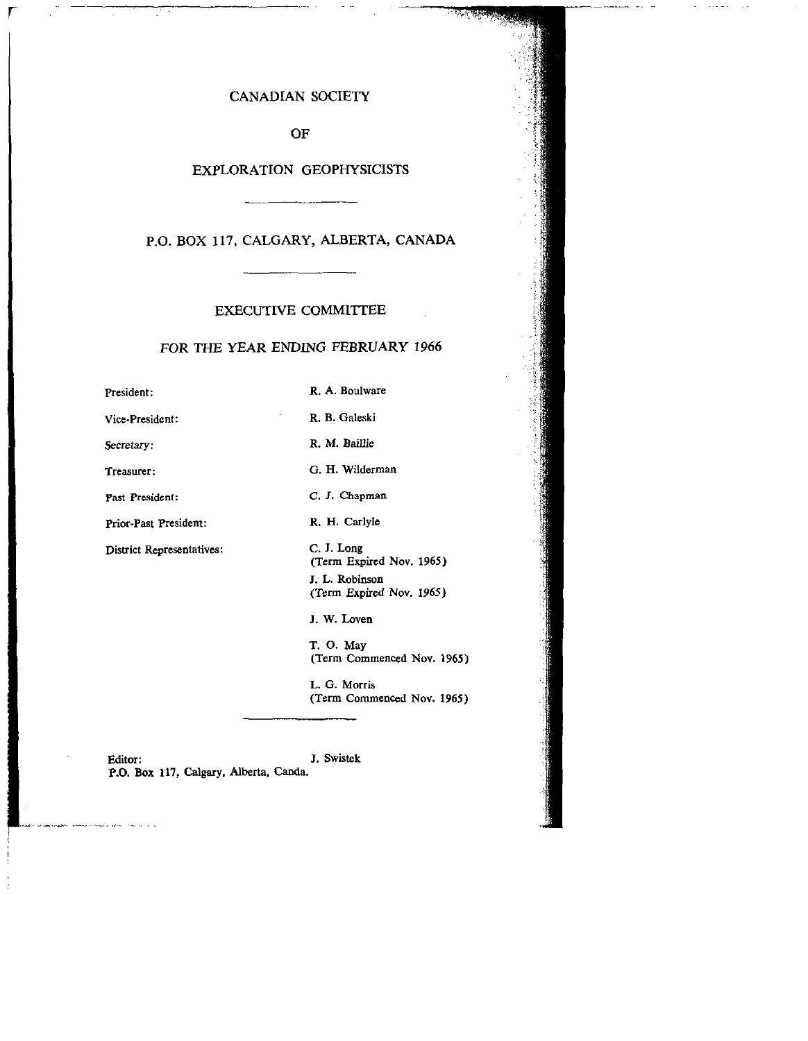# CANADIAN SOCIETY

# OF

# EXPLORATION GEOPHYSICISTS

---

## P.O. BOX 117, CALGARY, ALBERTA, CANADA

---

## EXECUTIVE COMMITTEE

### *FOR THE YEAR ENDING FEBRUARY 1966*

| | |
|---|---|
| President: | R. A. Boulware |
| Vice-President: | R. B. Galeski |
| Secretary: | R. M. Baillie |
| Treasurer: | G. H. Wilderman |
| Past President: | C. J. Chapman |
| Prior-Past President: | R. H. Carlyle |
| District Representatives: | C. J. Long (Term Expired Nov. 1965) |
| | J. L. Robinson (Term Expired Nov. 1965) |
| | J. W. Loven |
| | T. O. May (Term Commenced Nov. 1965) |
| | L. G. Morris (Term Commenced Nov. 1965) |

---

Editor: J. Swistek
P.O. Box 117, Calgary, Alberta, Canda.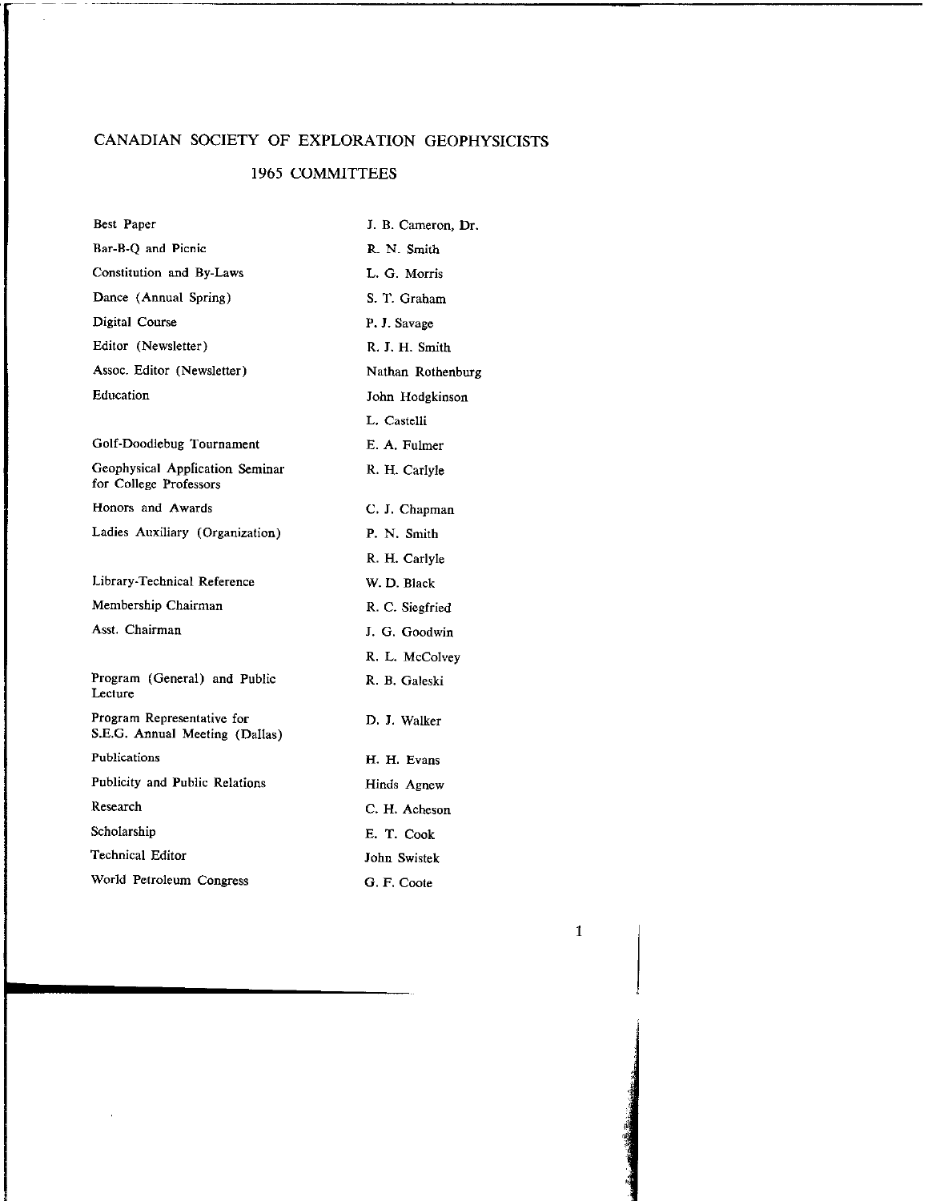# CANADIAN SOCIETY OF EXPLORATION GEOPHYSICISTS

## 1965 COMMITTEES

| | |
|---|---|
| Best Paper | J. B. Cameron, Dr. |
| Bar-B-Q and Picnic | R. N. Smith |
| Constitution and By-Laws | L. G. Morris |
| Dance (Annual Spring) | S. T. Graham |
| Digital Course | P. J. Savage |
| Editor (Newsletter) | R. J. H. Smith |
| Assoc. Editor (Newsletter) | Nathan Rothenburg |
| Education | John Hodgkinson |
| | L. Castelli |
| Golf-Doodlebug Tournament | E. A. Fulmer |
| Geophysical Application Seminar for College Professors | R. H. Carlyle |
| Honors and Awards | C. J. Chapman |
| Ladies Auxiliary (Organization) | P. N. Smith |
| | R. H. Carlyle |
| Library-Technical Reference | W. D. Black |
| Membership Chairman | R. C. Siegfried |
| Asst. Chairman | J. G. Goodwin |
| | R. L. McColvey |
| Program (General) and Public Lecture | R. B. Galeski |
| Program Representative for S.E.G. Annual Meeting (Dallas) | D. J. Walker |
| Publications | H. H. Evans |
| Publicity and Public Relations | Hinds Agnew |
| Research | C. H. Acheson |
| Scholarship | E. T. Cook |
| Technical Editor | John Swistek |
| World Petroleum Congress | G. F. Coote |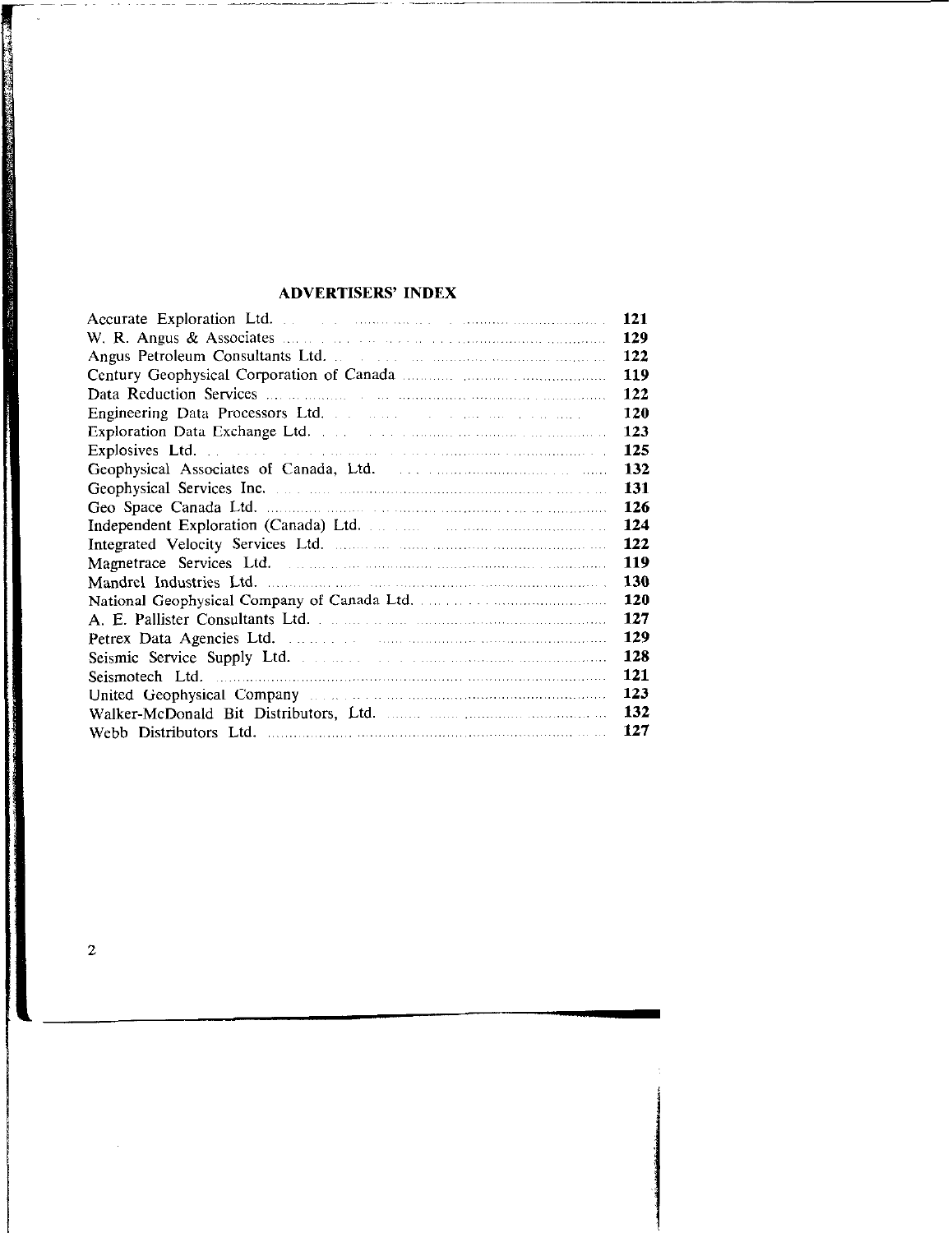## ADVERTISERS' INDEX

| Advertiser | Page |
|---|---|
| Accurate Exploration Ltd. | 121 |
| W. R. Angus & Associates | 129 |
| Angus Petroleum Consultants Ltd. | 122 |
| Century Geophysical Corporation of Canada | 119 |
| Data Reduction Services | 122 |
| Engineering Data Processors Ltd. | 120 |
| Exploration Data Exchange Ltd. | 123 |
| Explosives Ltd. | 125 |
| Geophysical Associates of Canada, Ltd. | 132 |
| Geophysical Services Inc. | 131 |
| Geo Space Canada Ltd. | 126 |
| Independent Exploration (Canada) Ltd. | 124 |
| Integrated Velocity Services Ltd. | 122 |
| Magnetrace Services Ltd. | 119 |
| Mandrel Industries Ltd. | 130 |
| National Geophysical Company of Canada Ltd. | 120 |
| A. E. Pallister Consultants Ltd. | 127 |
| Petrex Data Agencies Ltd. | 129 |
| Seismic Service Supply Ltd. | 128 |
| Seismotech Ltd. | 121 |
| United Geophysical Company | 123 |
| Walker-McDonald Bit Distributors, Ltd. | 132 |
| Webb Distributors Ltd. | 127 |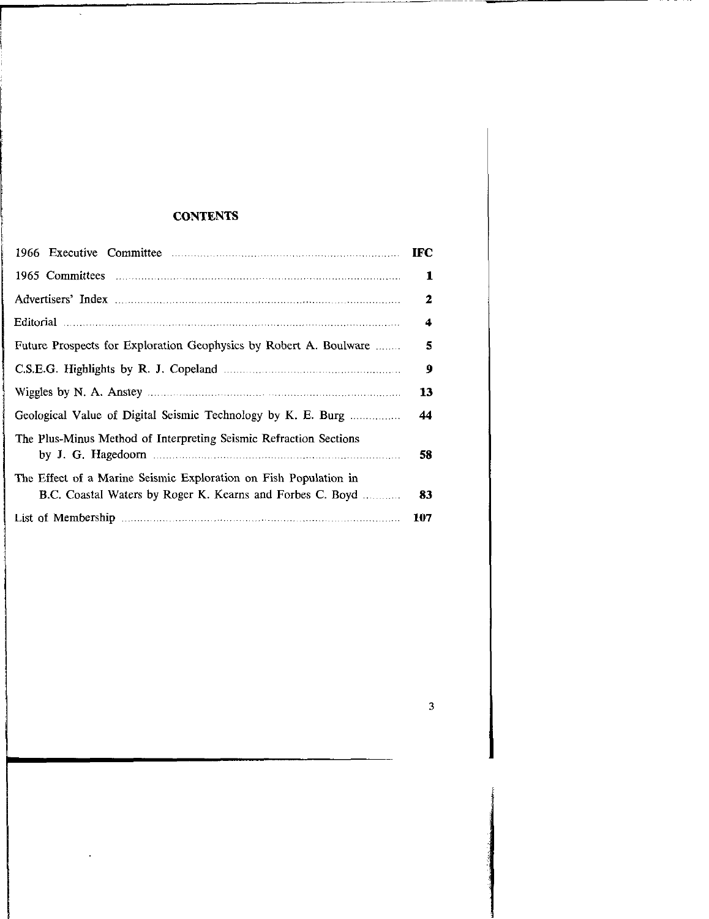# CONTENTS

| | |
|---|---|
| 1966 Executive Committee | **IFC** |
| 1965 Committees | **1** |
| Advertisers' Index | **2** |
| Editorial | **4** |
| Future Prospects for Exploration Geophysics by Robert A. Boulware | **5** |
| C.S.E.G. Highlights by R. J. Copeland | **9** |
| Wiggles by N. A. Anstey | **13** |
| Geological Value of Digital Seismic Technology by K. E. Burg | **44** |
| The Plus-Minus Method of Interpreting Seismic Refraction Sections by J. G. Hagedoorn | **58** |
| The Effect of a Marine Seismic Exploration on Fish Population in B.C. Coastal Waters by Roger K. Kearns and Forbes C. Boyd | **83** |
| List of Membership | **107** |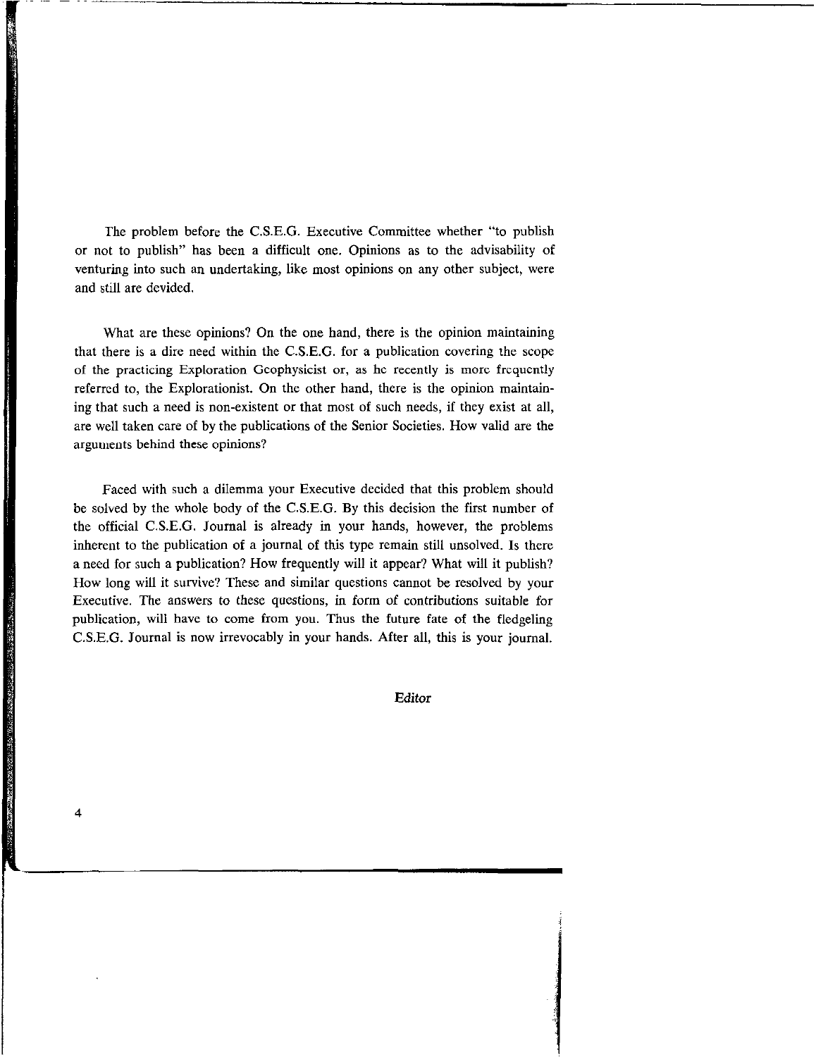The problem before the C.S.E.G. Executive Committee whether "to publish or not to publish" has been a difficult one. Opinions as to the advisability of venturing into such an undertaking, like most opinions on any other subject, were and still are devided.

What are these opinions? On the one hand, there is the opinion maintaining that there is a dire need within the C.S.E.G. for a publication covering the scope of the practicing Exploration Geophysicist or, as he recently is more frequently referred to, the Explorationist. On the other hand, there is the opinion maintaining that such a need is non-existent or that most of such needs, if they exist at all, are well taken care of by the publications of the Senior Societies. How valid are the arguments behind these opinions?

Faced with such a dilemma your Executive decided that this problem should be solved by the whole body of the C.S.E.G. By this decision the first number of the official C.S.E.G. Journal is already in your hands, however, the problems inherent to the publication of a journal of this type remain still unsolved. Is there a need for such a publication? How frequently will it appear? What will it publish? How long will it survive? These and similar questions cannot be resolved by your Executive. The answers to these questions, in form of contributions suitable for publication, will have to come from you. Thus the future fate of the fledgeling C.S.E.G. Journal is now irrevocably in your hands. After all, this is your journal.

*Editor*